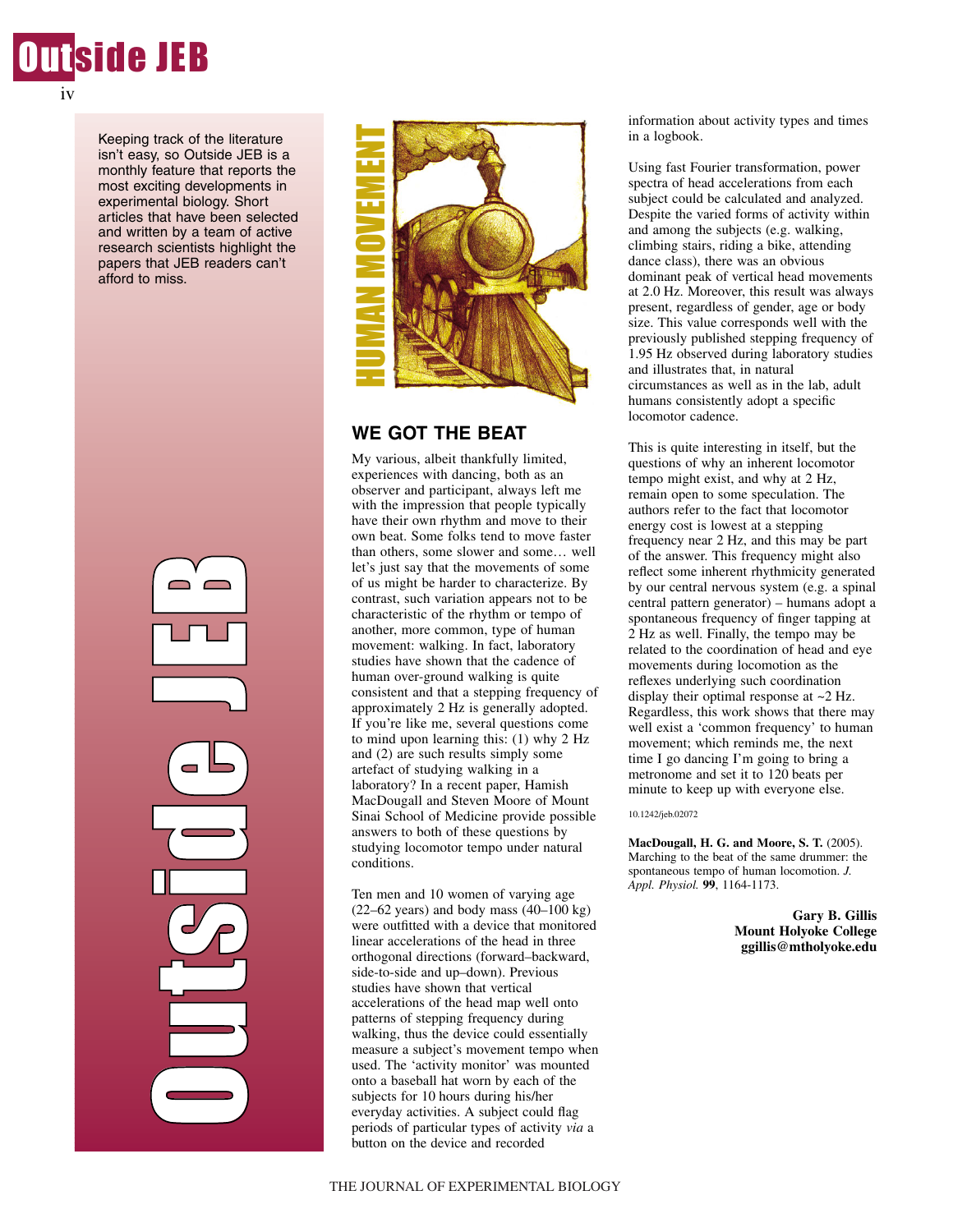Keeping track of the literature isn't easy, so Outside JEB is a monthly feature that reports the most exciting developments in experimental biology. Short articles that have been selected and written by a team of active research scientists highlight the papers that JEB readers can't afford to miss.

HUMAN MOVEMENT

## WE GOT THE BEAT

My various, albeit thankfully limited, experiences with dancing, both as an observer and participant, always left me with the impression that people typically have their own rhythm and move to their own beat. Some folks tend to move faster than others, some slower and some… well let's just say that the movements of some of us might be harder to characterize. By contrast, such variation appears not to be characteristic of the rhythm or tempo of another, more common, type of human movement: walking. In fact, laboratory studies have shown that the cadence of human over-ground walking is quite consistent and that a stepping frequency of approximately 2 Hz is generally adopted. If you're like me, several questions come to mind upon learning this: (1) why 2 Hz and (2) are such results simply some artefact of studying walking in a laboratory? In a recent paper, Hamish MacDougall and Steven Moore of Mount Sinai School of Medicine provide possible answers to both of these questions by studying locomotor tempo under natural conditions.

Ten men and 10 women of varying age (22–62 years) and body mass (40–100 kg) were outfitted with a device that monitored linear accelerations of the head in three orthogonal directions (forward–backward, side-to-side and up–down). Previous studies have shown that vertical accelerations of the head map well onto patterns of stepping frequency during walking, thus the device could essentially measure a subject's movement tempo when used. The 'activity monitor' was mounted onto a baseball hat worn by each of the subjects for 10 hours during his/her everyday activities. A subject could flag periods of particular types of activity *via* a button on the device and recorded information about activity types and times in a logbook.

Using fast Fourier transformation, power spectra of head accelerations from each subject could be calculated and analyzed. Despite the varied forms of activity within and among the subjects (e.g. walking, climbing stairs, riding a bike, attending dance class), there was an obvious dominant peak of vertical head movements at 2.0 Hz. Moreover, this result was always present, regardless of gender, age or body size. This value corresponds well with the previously published stepping frequency of 1.95 Hz observed during laboratory studies and illustrates that, in natural circumstances as well as in the lab, adult humans consistently adopt a specific locomotor cadence.

This is quite interesting in itself, but the questions of why an inherent locomotor tempo might exist, and why at 2 Hz, remain open to some speculation. The authors refer to the fact that locomotor energy cost is lowest at a stepping frequency near 2 Hz, and this may be part of the answer. This frequency might also reflect some inherent rhythmicity generated by our central nervous system (e.g. a spinal central pattern generator) – humans adopt a spontaneous frequency of finger tapping at 2 Hz as well. Finally, the tempo may be related to the coordination of head and eye movements during locomotion as the reflexes underlying such coordination display their optimal response at ~2 Hz. Regardless, this work shows that there may well exist a 'common frequency' to human movement; which reminds me, the next time I go dancing I'm going to bring a metronome and set it to 120 beats per minute to keep up with everyone else.

10.1242/jeb.02072

**MacDougall, H. G. and Moore, S. T.** (2005). Marching to the beat of the same drummer: the spontaneous tempo of human locomotion. *J. Appl. Physiol.* **99**, 1164-1173.

**Gary B. Gillis**
**Mount Holyoke College**
**ggillis@mtholyoke.edu**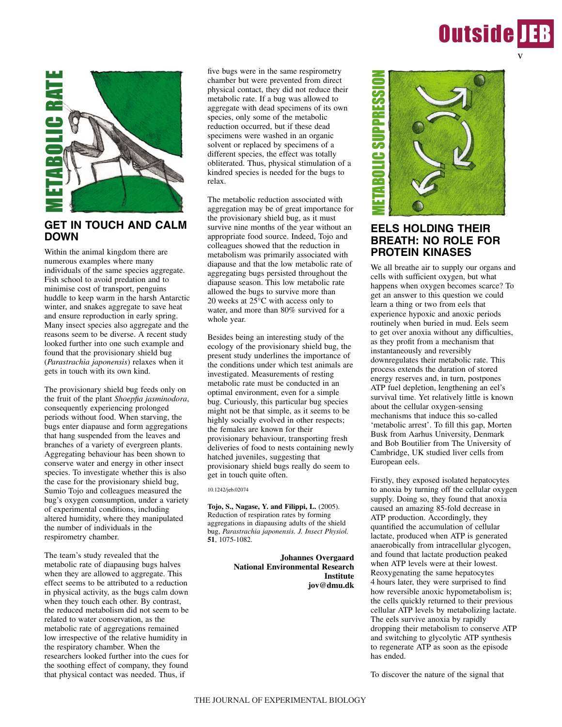## METABOLIC RATE

## GET IN TOUCH AND CALM DOWN

Within the animal kingdom there are numerous examples where many individuals of the same species aggregate. Fish school to avoid predation and to minimise cost of transport, penguins huddle to keep warm in the harsh Antarctic winter, and snakes aggregate to save heat and ensure reproduction in early spring. Many insect species also aggregate and the reasons seem to be diverse. A recent study looked further into one such example and found that the provisionary shield bug (*Parastrachia japonensis*) relaxes when it gets in touch with its own kind.

The provisionary shield bug feeds only on the fruit of the plant *Shoepfia jasminodora*, consequently experiencing prolonged periods without food. When starving, the bugs enter diapause and form aggregations that hang suspended from the leaves and branches of a variety of evergreen plants. Aggregating behaviour has been shown to conserve water and energy in other insect species. To investigate whether this is also the case for the provisionary shield bug, Sumio Tojo and colleagues measured the bug's oxygen consumption, under a variety of experimental conditions, including altered humidity, where they manipulated the number of individuals in the respirometry chamber.

The team's study revealed that the metabolic rate of diapausing bugs halves when they are allowed to aggregate. This effect seems to be attributed to a reduction in physical activity, as the bugs calm down when they touch each other. By contrast, the reduced metabolism did not seem to be related to water conservation, as the metabolic rate of aggregations remained low irrespective of the relative humidity in the respiratory chamber. When the researchers looked further into the cues for the soothing effect of company, they found that physical contact was needed. Thus, if five bugs were in the same respirometry chamber but were prevented from direct physical contact, they did not reduce their metabolic rate. If a bug was allowed to aggregate with dead specimens of its own species, only some of the metabolic reduction occurred, but if these dead specimens were washed in an organic solvent or replaced by specimens of a different species, the effect was totally obliterated. Thus, physical stimulation of a kindred species is needed for the bugs to relax.

The metabolic reduction associated with aggregation may be of great importance for the provisionary shield bug, as it must survive nine months of the year without an appropriate food source. Indeed, Tojo and colleagues showed that the reduction in metabolism was primarily associated with diapause and that the low metabolic rate of aggregating bugs persisted throughout the diapause season. This low metabolic rate allowed the bugs to survive more than 20 weeks at 25°C with access only to water, and more than 80% survived for a whole year.

Besides being an interesting study of the ecology of the provisionary shield bug, the present study underlines the importance of the conditions under which test animals are investigated. Measurements of resting metabolic rate must be conducted in an optimal environment, even for a simple bug. Curiously, this particular bug species might not be that simple, as it seems to be highly socially evolved in other respects; the females are known for their provisionary behaviour, transporting fresh deliveries of food to nests containing newly hatched juveniles, suggesting that provisionary shield bugs really do seem to get in touch quite often.

10.1242/jeb.02074

**Tojo, S., Nagase, Y. and Filippi, L.** (2005). Reduction of respiration rates by forming aggregations in diapausing adults of the shield bug, *Parastrachia japonensis*. *J. Insect Physiol.* **51**, 1075-1082.

**Johannes Overgaard**
**National Environmental Research Institute**
**jov@dmu.dk**

## METABOLIC SUPPRESSION

## EELS HOLDING THEIR BREATH: NO ROLE FOR PROTEIN KINASES

We all breathe air to supply our organs and cells with sufficient oxygen, but what happens when oxygen becomes scarce? To get an answer to this question we could learn a thing or two from eels that experience hypoxic and anoxic periods routinely when buried in mud. Eels seem to get over anoxia without any difficulties, as they profit from a mechanism that instantaneously and reversibly downregulates their metabolic rate. This process extends the duration of stored energy reserves and, in turn, postpones ATP fuel depletion, lengthening an eel's survival time. Yet relatively little is known about the cellular oxygen-sensing mechanisms that induce this so-called 'metabolic arrest'. To fill this gap, Morten Busk from Aarhus University, Denmark and Bob Boutilier from The University of Cambridge, UK studied liver cells from European eels.

Firstly, they exposed isolated hepatocytes to anoxia by turning off the cellular oxygen supply. Doing so, they found that anoxia caused an amazing 85-fold decrease in ATP production. Accordingly, they quantified the accumulation of cellular lactate, produced when ATP is generated anaerobically from intracellular glycogen, and found that lactate production peaked when ATP levels were at their lowest. Reoxygenating the same hepatocytes 4 hours later, they were surprised to find how reversible anoxic hypometabolism is; the cells quickly returned to their previous cellular ATP levels by metabolizing lactate. The eels survive anoxia by rapidly dropping their metabolism to conserve ATP and switching to glycolytic ATP synthesis to regenerate ATP as soon as the episode has ended.

To discover the nature of the signal that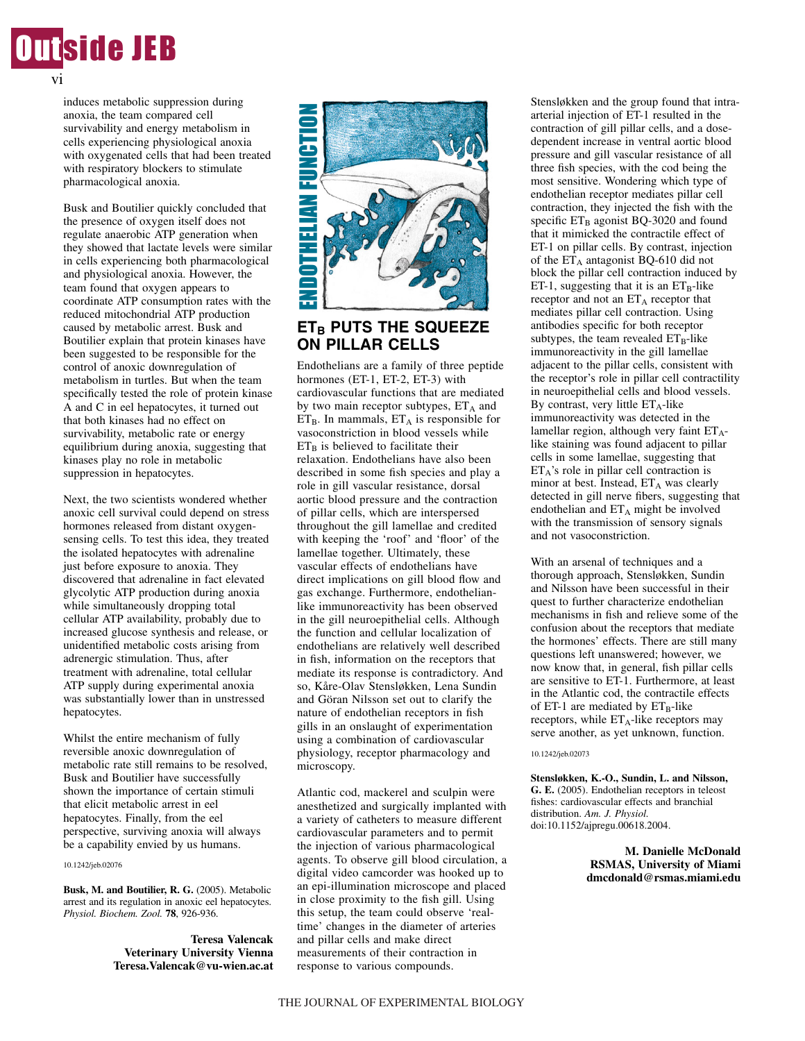induces metabolic suppression during anoxia, the team compared cell survivability and energy metabolism in cells experiencing physiological anoxia with oxygenated cells that had been treated with respiratory blockers to stimulate pharmacological anoxia.

Busk and Boutilier quickly concluded that the presence of oxygen itself does not regulate anaerobic ATP generation when they showed that lactate levels were similar in cells experiencing both pharmacological and physiological anoxia. However, the team found that oxygen appears to coordinate ATP consumption rates with the reduced mitochondrial ATP production caused by metabolic arrest. Busk and Boutilier explain that protein kinases have been suggested to be responsible for the control of anoxic downregulation of metabolism in turtles. But when the team specifically tested the role of protein kinase A and C in eel hepatocytes, it turned out that both kinases had no effect on survivability, metabolic rate or energy equilibrium during anoxia, suggesting that kinases play no role in metabolic suppression in hepatocytes.

Next, the two scientists wondered whether anoxic cell survival could depend on stress hormones released from distant oxygen-sensing cells. To test this idea, they treated the isolated hepatocytes with adrenaline just before exposure to anoxia. They discovered that adrenaline in fact elevated glycolytic ATP production during anoxia while simultaneously dropping total cellular ATP availability, probably due to increased glucose synthesis and release, or unidentified metabolic costs arising from adrenergic stimulation. Thus, after treatment with adrenaline, total cellular ATP supply during experimental anoxia was substantially lower than in unstressed hepatocytes.

Whilst the entire mechanism of fully reversible anoxic downregulation of metabolic rate still remains to be resolved, Busk and Boutilier have successfully shown the importance of certain stimuli that elicit metabolic arrest in eel hepatocytes. Finally, from the eel perspective, surviving anoxia will always be a capability envied by us humans.

10.1242/jeb.02076

**Busk, M. and Boutilier, R. G.** (2005). Metabolic arrest and its regulation in anoxic eel hepatocytes. *Physiol. Biochem. Zool.* **78**, 926-936.

**Teresa Valencak**
**Veterinary University Vienna**
**Teresa.Valencak@vu-wien.ac.at**

ENDOTHELIAN FUNCTION

## $ET_B$ PUTS THE SQUEEZE ON PILLAR CELLS

Endothelians are a family of three peptide hormones (ET-1, ET-2, ET-3) with cardiovascular functions that are mediated by two main receptor subtypes, $ET_A$ and $ET_B$. In mammals, $ET_A$ is responsible for vasoconstriction in blood vessels while $ET_B$ is believed to facilitate their relaxation. Endothelians have also been described in some fish species and play a role in gill vascular resistance, dorsal aortic blood pressure and the contraction of pillar cells, which are interspersed throughout the gill lamellae and credited with keeping the 'roof' and 'floor' of the lamellae together. Ultimately, these vascular effects of endothelians have direct implications on gill blood flow and gas exchange. Furthermore, endothelian-like immunoreactivity has been observed in the gill neuroepithelial cells. Although the function and cellular localization of endothelians are relatively well described in fish, information on the receptors that mediate its response is contradictory. And so, Kåre-Olav Stensløkken, Lena Sundin and Göran Nilsson set out to clarify the nature of endothelian receptors in fish gills in an onslaught of experimentation using a combination of cardiovascular physiology, receptor pharmacology and microscopy.

Atlantic cod, mackerel and sculpin were anesthetized and surgically implanted with a variety of catheters to measure different cardiovascular parameters and to permit the injection of various pharmacological agents. To observe gill blood circulation, a digital video camcorder was hooked up to an epi-illumination microscope and placed in close proximity to the fish gill. Using this setup, the team could observe 'real-time' changes in the diameter of arteries and pillar cells and make direct measurements of their contraction in response to various compounds.

Stensløkken and the group found that intra-arterial injection of ET-1 resulted in the contraction of gill pillar cells, and a dose-dependent increase in ventral aortic blood pressure and gill vascular resistance of all three fish species, with the cod being the most sensitive. Wondering which type of endothelian receptor mediates pillar cell contraction, they injected the fish with the specific $ET_B$ agonist BQ-3020 and found that it mimicked the contractile effect of ET-1 on pillar cells. By contrast, injection of the $ET_A$ antagonist BQ-610 did not block the pillar cell contraction induced by ET-1, suggesting that it is an $ET_B$-like receptor and not an $ET_A$ receptor that mediates pillar cell contraction. Using antibodies specific for both receptor subtypes, the team revealed $ET_B$-like immunoreactivity in the gill lamellae adjacent to the pillar cells, consistent with the receptor's role in pillar cell contractility in neuroepithelial cells and blood vessels. By contrast, very little $ET_A$-like immunoreactivity was detected in the lamellar region, although very faint $ET_A$-like staining was found adjacent to pillar cells in some lamellae, suggesting that $ET_A$'s role in pillar cell contraction is minor at best. Instead, $ET_A$ was clearly detected in gill nerve fibers, suggesting that endothelian and $ET_A$ might be involved with the transmission of sensory signals and not vasoconstriction.

With an arsenal of techniques and a thorough approach, Stensløkken, Sundin and Nilsson have been successful in their quest to further characterize endothelian mechanisms in fish and relieve some of the confusion about the receptors that mediate the hormones' effects. There are still many questions left unanswered; however, we now know that, in general, fish pillar cells are sensitive to ET-1. Furthermore, at least in the Atlantic cod, the contractile effects of ET-1 are mediated by $ET_B$-like receptors, while $ET_A$-like receptors may serve another, as yet unknown, function.

10.1242/jeb.02073

**Stensløkken, K.-O., Sundin, L. and Nilsson, G. E.** (2005). Endothelian receptors in teleost fishes: cardiovascular effects and branchial distribution. *Am. J. Physiol.* doi:10.1152/ajpregu.00618.2004.

**M. Danielle McDonald**
**RSMAS, University of Miami**
**dmcdonald@rsmas.miami.edu**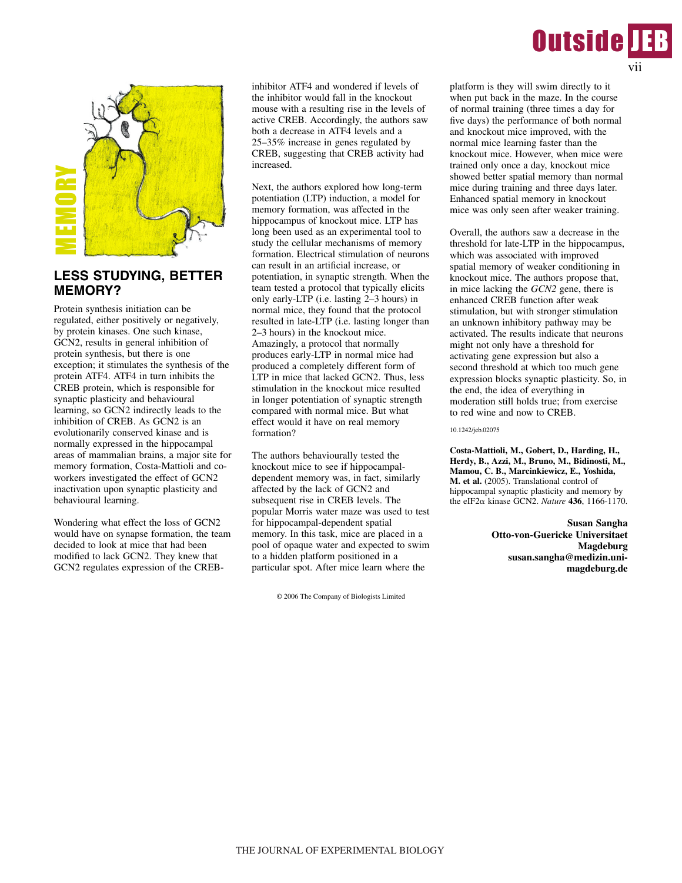MEMORY

## LESS STUDYING, BETTER MEMORY?

Protein synthesis initiation can be regulated, either positively or negatively, by protein kinases. One such kinase, GCN2, results in general inhibition of protein synthesis, but there is one exception; it stimulates the synthesis of the protein ATF4. ATF4 in turn inhibits the CREB protein, which is responsible for synaptic plasticity and behavioural learning, so GCN2 indirectly leads to the inhibition of CREB. As GCN2 is an evolutionarily conserved kinase and is normally expressed in the hippocampal areas of mammalian brains, a major site for memory formation, Costa-Mattioli and co-workers investigated the effect of GCN2 inactivation upon synaptic plasticity and behavioural learning.

Wondering what effect the loss of GCN2 would have on synapse formation, the team decided to look at mice that had been modified to lack GCN2. They knew that GCN2 regulates expression of the CREB-inhibitor ATF4 and wondered if levels of the inhibitor would fall in the knockout mouse with a resulting rise in the levels of active CREB. Accordingly, the authors saw both a decrease in ATF4 levels and a 25–35% increase in genes regulated by CREB, suggesting that CREB activity had increased.

Next, the authors explored how long-term potentiation (LTP) induction, a model for memory formation, was affected in the hippocampus of knockout mice. LTP has long been used as an experimental tool to study the cellular mechanisms of memory formation. Electrical stimulation of neurons can result in an artificial increase, or potentiation, in synaptic strength. When the team tested a protocol that typically elicits only early-LTP (i.e. lasting 2–3 hours) in normal mice, they found that the protocol resulted in late-LTP (i.e. lasting longer than 2–3 hours) in the knockout mice. Amazingly, a protocol that normally produces early-LTP in normal mice had produced a completely different form of LTP in mice that lacked GCN2. Thus, less stimulation in the knockout mice resulted in longer potentiation of synaptic strength compared with normal mice. But what effect would it have on real memory formation?

The authors behaviourally tested the knockout mice to see if hippocampal-dependent memory was, in fact, similarly affected by the lack of GCN2 and subsequent rise in CREB levels. The popular Morris water maze was used to test for hippocampal-dependent spatial memory. In this task, mice are placed in a pool of opaque water and expected to swim to a hidden platform positioned in a particular spot. After mice learn where the platform is they will swim directly to it when put back in the maze. In the course of normal training (three times a day for five days) the performance of both normal and knockout mice improved, with the normal mice learning faster than the knockout mice. However, when mice were trained only once a day, knockout mice showed better spatial memory than normal mice during training and three days later. Enhanced spatial memory in knockout mice was only seen after weaker training.

Overall, the authors saw a decrease in the threshold for late-LTP in the hippocampus, which was associated with improved spatial memory of weaker conditioning in knockout mice. The authors propose that, in mice lacking the *GCN2* gene, there is enhanced CREB function after weak stimulation, but with stronger stimulation an unknown inhibitory pathway may be activated. The results indicate that neurons might not only have a threshold for activating gene expression but also a second threshold at which too much gene expression blocks synaptic plasticity. So, in the end, the idea of everything in moderation still holds true; from exercise to red wine and now to CREB.

10.1242/jeb.02075

**Costa-Mattioli, M., Gobert, D., Harding, H., Herdy, B., Azzi, M., Bruno, M., Bidinosti, M., Mamou, C. B., Marcinkiewicz, E., Yoshida, M. et al.** (2005). Translational control of hippocampal synaptic plasticity and memory by the eIF2α kinase GCN2. *Nature* **436**, 1166-1170.

**Susan Sangha**
**Otto-von-Guericke Universitaet Magdeburg**
**susan.sangha@medizin.uni-magdeburg.de**

© 2006 The Company of Biologists Limited